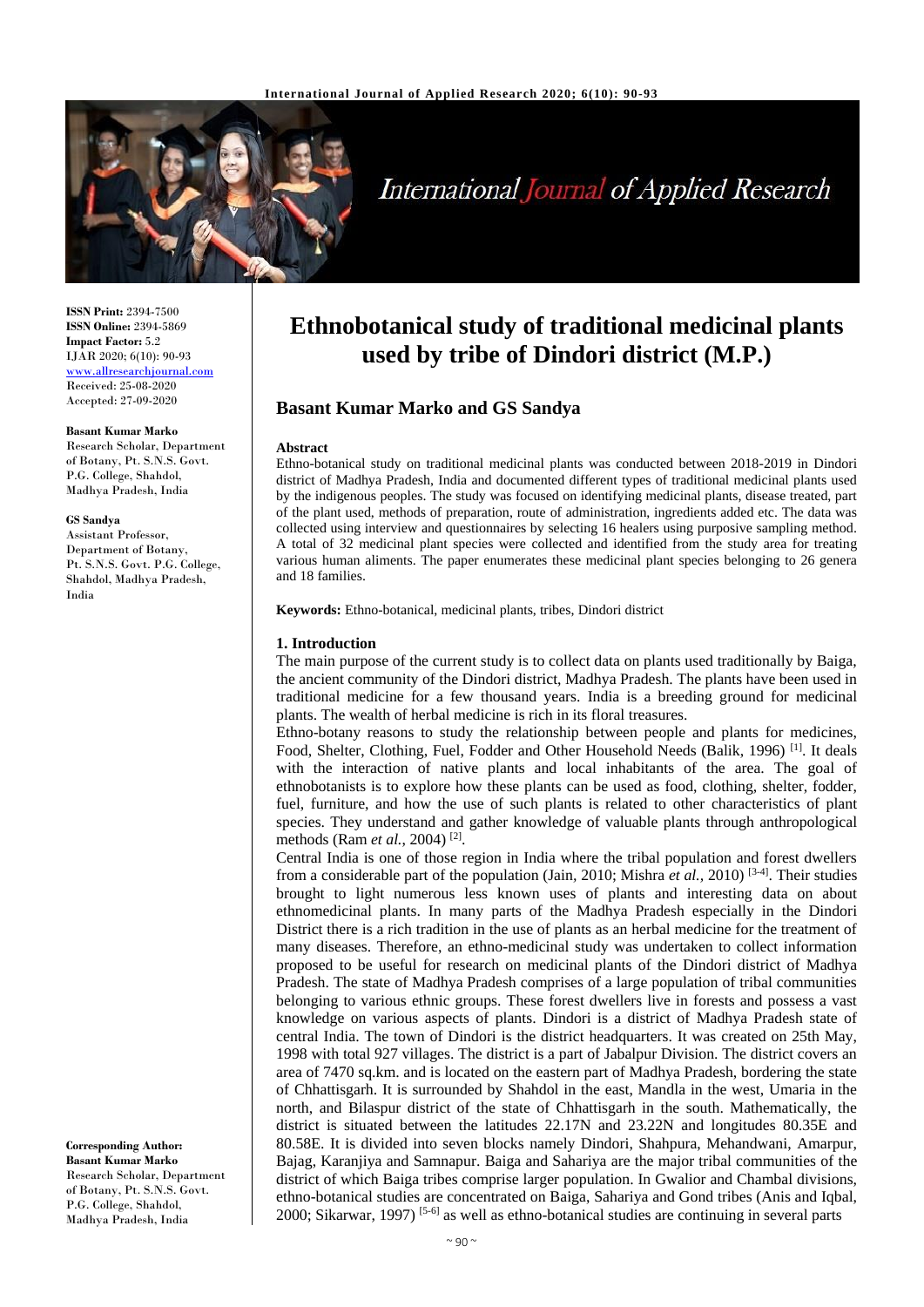# Ethnobotanical study of traditional medicinal plants used by tribe of Dindori district (M.P.)

**Basant Kumar Marko and GS Sandya**

**ISSN Print:** 2394-7500
**ISSN Online:** 2394-5869
**Impact Factor:** 5.2
IJAR 2020; 6(10): 90-93
www.allresearchjournal.com
Received: 25-08-2020
Accepted: 27-09-2020

**Basant Kumar Marko**
Research Scholar, Department of Botany, Pt. S.N.S. Govt. P.G. College, Shahdol, Madhya Pradesh, India

**GS Sandya**
Assistant Professor, Department of Botany, Pt. S.N.S. Govt. P.G. College, Shahdol, Madhya Pradesh, India

**Corresponding Author:**
**Basant Kumar Marko**
Research Scholar, Department of Botany, Pt. S.N.S. Govt. P.G. College, Shahdol, Madhya Pradesh, India

**Abstract**

Ethno-botanical study on traditional medicinal plants was conducted between 2018-2019 in Dindori district of Madhya Pradesh, India and documented different types of traditional medicinal plants used by the indigenous peoples. The study was focused on identifying medicinal plants, disease treated, part of the plant used, methods of preparation, route of administration, ingredients added etc. The data was collected using interview and questionnaires by selecting 16 healers using purposive sampling method. A total of 32 medicinal plant species were collected and identified from the study area for treating various human aliments. The paper enumerates these medicinal plant species belonging to 26 genera and 18 families.

**Keywords:** Ethno-botanical, medicinal plants, tribes, Dindori district

## 1. Introduction

The main purpose of the current study is to collect data on plants used traditionally by Baiga, the ancient community of the Dindori district, Madhya Pradesh. The plants have been used in traditional medicine for a few thousand years. India is a breeding ground for medicinal plants. The wealth of herbal medicine is rich in its floral treasures.

Ethno-botany reasons to study the relationship between people and plants for medicines, Food, Shelter, Clothing, Fuel, Fodder and Other Household Needs (Balik, 1996) [1]. It deals with the interaction of native plants and local inhabitants of the area. The goal of ethnobotanists is to explore how these plants can be used as food, clothing, shelter, fodder, fuel, furniture, and how the use of such plants is related to other characteristics of plant species. They understand and gather knowledge of valuable plants through anthropological methods (Ram *et al.*, 2004) [2].

Central India is one of those region in India where the tribal population and forest dwellers from a considerable part of the population (Jain, 2010; Mishra *et al.,* 2010) [3-4]. Their studies brought to light numerous less known uses of plants and interesting data on about ethnomedicinal plants. In many parts of the Madhya Pradesh especially in the Dindori District there is a rich tradition in the use of plants as an herbal medicine for the treatment of many diseases. Therefore, an ethno-medicinal study was undertaken to collect information proposed to be useful for research on medicinal plants of the Dindori district of Madhya Pradesh. The state of Madhya Pradesh comprises of a large population of tribal communities belonging to various ethnic groups. These forest dwellers live in forests and possess a vast knowledge on various aspects of plants. Dindori is a district of Madhya Pradesh state of central India. The town of Dindori is the district headquarters. It was created on 25th May, 1998 with total 927 villages. The district is a part of Jabalpur Division. The district covers an area of 7470 sq.km. and is located on the eastern part of Madhya Pradesh, bordering the state of Chhattisgarh. It is surrounded by Shahdol in the east, Mandla in the west, Umaria in the north, and Bilaspur district of the state of Chhattisgarh in the south. Mathematically, the district is situated between the latitudes 22.17N and 23.22N and longitudes 80.35E and 80.58E. It is divided into seven blocks namely Dindori, Shahpura, Mehandwani, Amarpur, Bajag, Karanjiya and Samnapur. Baiga and Sahariya are the major tribal communities of the district of which Baiga tribes comprise larger population. In Gwalior and Chambal divisions, ethno-botanical studies are concentrated on Baiga, Sahariya and Gond tribes (Anis and Iqbal, 2000; Sikarwar, 1997) [5-6] as well as ethno-botanical studies are continuing in several parts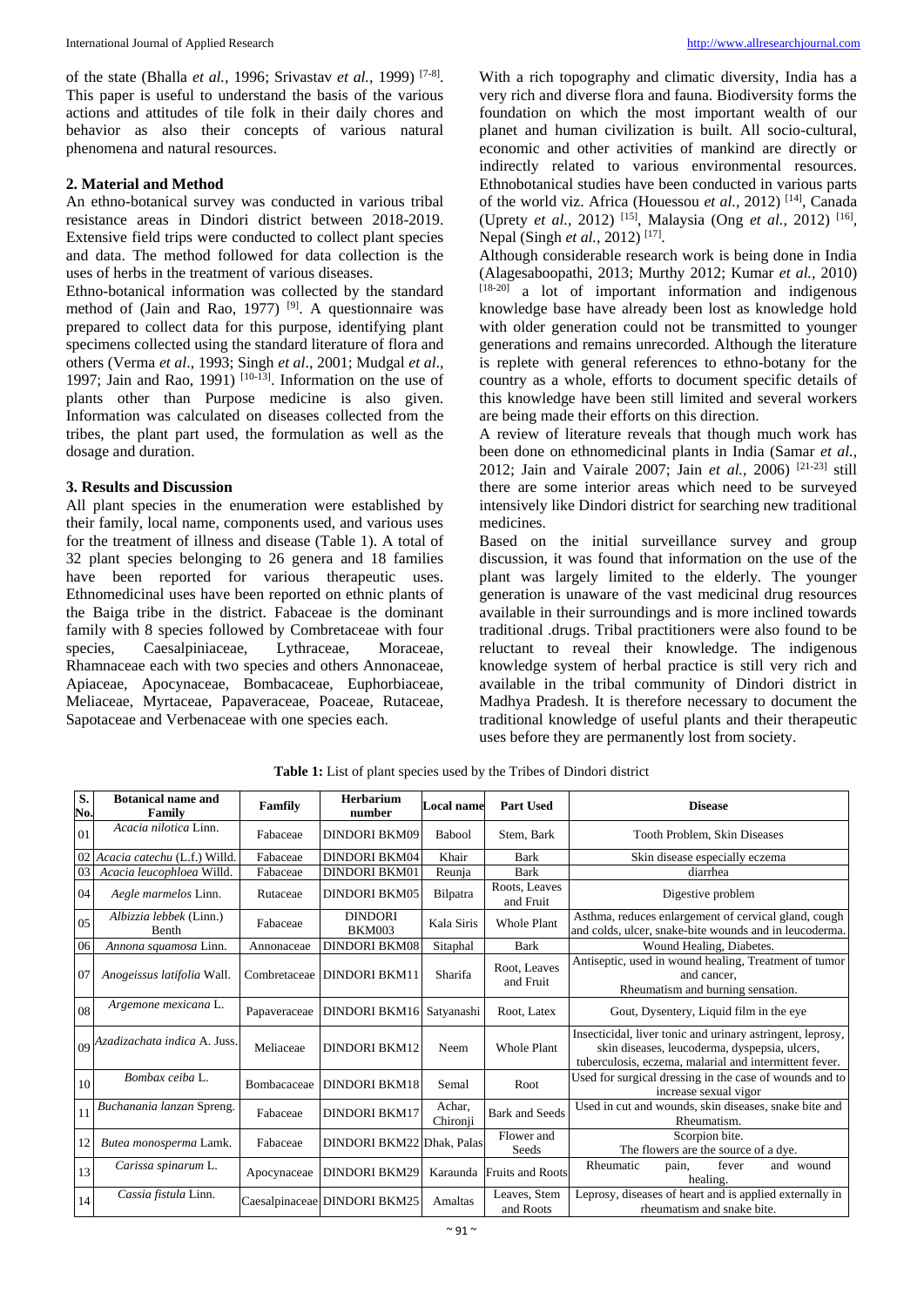of the state (Bhalla *et al.,* 1996; Srivastav *et al.,* 1999) [7-8]. This paper is useful to understand the basis of the various actions and attitudes of tile folk in their daily chores and behavior as also their concepts of various natural phenomena and natural resources.

## 2. Material and Method

An ethno-botanical survey was conducted in various tribal resistance areas in Dindori district between 2018-2019. Extensive field trips were conducted to collect plant species and data. The method followed for data collection is the uses of herbs in the treatment of various diseases.

Ethno-botanical information was collected by the standard method of (Jain and Rao, 1977) [9]. A questionnaire was prepared to collect data for this purpose, identifying plant specimens collected using the standard literature of flora and others (Verma *et al*., 1993; Singh *et al*., 2001; Mudgal *et al*., 1997; Jain and Rao, 1991) [10-13]. Information on the use of plants other than Purpose medicine is also given. Information was calculated on diseases collected from the tribes, the plant part used, the formulation as well as the dosage and duration.

## 3. Results and Discussion

All plant species in the enumeration were established by their family, local name, components used, and various uses for the treatment of illness and disease (Table 1). A total of 32 plant species belonging to 26 genera and 18 families have been reported for various therapeutic uses. Ethnomedicinal uses have been reported on ethnic plants of the Baiga tribe in the district. Fabaceae is the dominant family with 8 species followed by Combretaceae with four species, Caesalpiniaceae, Lythraceae, Moraceae, Rhamnaceae each with two species and others Annonaceae, Apiaceae, Apocynaceae, Bombacaceae, Euphorbiaceae, Meliaceae, Myrtaceae, Papaveraceae, Poaceae, Rutaceae, Sapotaceae and Verbenaceae with one species each.

With a rich topography and climatic diversity, India has a very rich and diverse flora and fauna. Biodiversity forms the foundation on which the most important wealth of our planet and human civilization is built. All socio-cultural, economic and other activities of mankind are directly or indirectly related to various environmental resources. Ethnobotanical studies have been conducted in various parts of the world viz. Africa (Houessou *et al.,* 2012) [14], Canada (Uprety *et al.,* 2012) [15], Malaysia (Ong *et al.,* 2012) [16], Nepal (Singh *et al.,* 2012) [17].

Although considerable research work is being done in India (Alagesaboopathi, 2013; Murthy 2012; Kumar *et al.,* 2010) [18-20] a lot of important information and indigenous knowledge base have already been lost as knowledge hold with older generation could not be transmitted to younger generations and remains unrecorded. Although the literature is replete with general references to ethno-botany for the country as a whole, efforts to document specific details of this knowledge have been still limited and several workers are being made their efforts on this direction.

A review of literature reveals that though much work has been done on ethnomedicinal plants in India (Samar *et al.,* 2012; Jain and Vairale 2007; Jain *et al.,* 2006) [21-23] still there are some interior areas which need to be surveyed intensively like Dindori district for searching new traditional medicines.

Based on the initial surveillance survey and group discussion, it was found that information on the use of the plant was largely limited to the elderly. The younger generation is unaware of the vast medicinal drug resources available in their surroundings and is more inclined towards traditional .drugs. Tribal practitioners were also found to be reluctant to reveal their knowledge. The indigenous knowledge system of herbal practice is still very rich and available in the tribal community of Dindori district in Madhya Pradesh. It is therefore necessary to document the traditional knowledge of useful plants and their therapeutic uses before they are permanently lost from society.

**Table 1:** List of plant species used by the Tribes of Dindori district

| S. No. | Botanical name and Family | Famfily | Herbarium number | Local name | Part Used | Disease |
|---|---|---|---|---|---|---|
| 01 | *Acacia nilotica* Linn. | Fabaceae | DINDORI BKM09 | Babool | Stem, Bark | Tooth Problem, Skin Diseases |
| 02 | *Acacia catechu* (L.f.) Willd. | Fabaceae | DINDORI BKM04 | Khair | Bark | Skin disease especially eczema |
| 03 | *Acacia leucophloea* Willd. | Fabaceae | DINDORI BKM01 | Reunja | Bark | diarrhea |
| 04 | *Aegle marmelos* Linn. | Rutaceae | DINDORI BKM05 | Bilpatra | Roots, Leaves and Fruit | Digestive problem |
| 05 | *Albizzia lebbek* (Linn.) Benth | Fabaceae | DINDORI BKM003 | Kala Siris | Whole Plant | Asthma, reduces enlargement of cervical gland, cough and colds, ulcer, snake-bite wounds and in leucoderma. |
| 06 | *Annona squamosa* Linn. | Annonaceae | DINDORI BKM08 | Sitaphal | Bark | Wound Healing, Diabetes. |
| 07 | *Anogeissus latifolia* Wall. | Combretaceae | DINDORI BKM11 | Sharifa | Root, Leaves and Fruit | Antiseptic, used in wound healing, Treatment of tumor and cancer, Rheumatism and burning sensation. |
| 08 | *Argemone mexicana* L. | Papaveraceae | DINDORI BKM16 | Satyanashi | Root, Latex | Gout, Dysentery, Liquid film in the eye |
| 09 | *Azadizachata indica* A. Juss. | Meliaceae | DINDORI BKM12 | Neem | Whole Plant | Insecticidal, liver tonic and urinary astringent, leprosy, skin diseases, leucoderma, dyspepsia, ulcers, tuberculosis, eczema, malarial and intermittent fever. |
| 10 | *Bombax ceiba* L. | Bombacaceae | DINDORI BKM18 | Semal | Root | Used for surgical dressing in the case of wounds and to increase sexual vigor |
| 11 | *Buchanania lanzan* Spreng. | Fabaceae | DINDORI BKM17 | Achar, Chironji | Bark and Seeds | Used in cut and wounds, skin diseases, snake bite and Rheumatism. |
| 12 | *Butea monosperma* Lamk. | Fabaceae | DINDORI BKM22 | Dhak, Palas | Flower and Seeds | Scorpion bite. The flowers are the source of a dye. |
| 13 | *Carissa spinarum* L. | Apocynaceae | DINDORI BKM29 | Karaunda | Fruits and Roots | Rheumatic pain, fever and wound healing. |
| 14 | *Cassia fistula* Linn. | Caesalpinaceae | DINDORI BKM25 | Amaltas | Leaves, Stem and Roots | Leprosy, diseases of heart and is applied externally in rheumatism and snake bite. |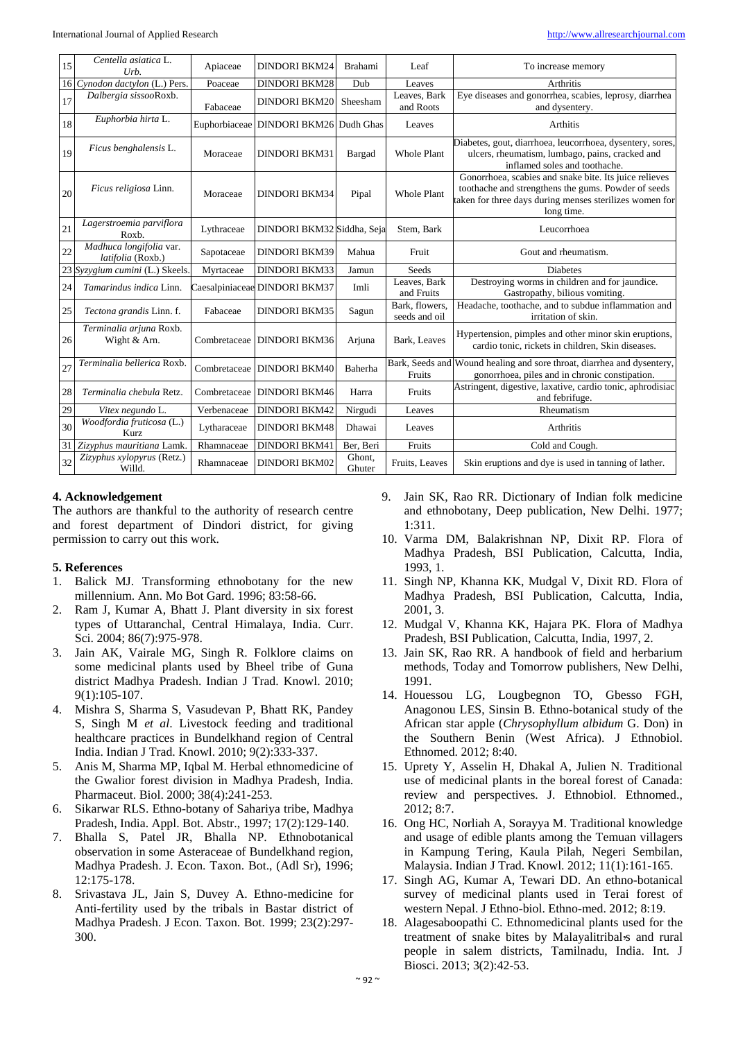| 15 | *Centella asiatica* L. Urb. | Apiaceae | DINDORI BKM24 | Brahami | Leaf | To increase memory |
|---|---|---|---|---|---|---|
| 16 | *Cynodon dactylon* (L.) Pers. | Poaceae | DINDORI BKM28 | Dub | Leaves | Arthritis |
| 17 | *Dalbergia sissoo*Roxb. | Fabaceae | DINDORI BKM20 | Sheesham | Leaves, Bark and Roots | Eye diseases and gonorrhea, scabies, leprosy, diarrhea and dysentery. |
| 18 | *Euphorbia hirta* L. | Euphorbiaceae | DINDORI BKM26 | Dudh Ghas | Leaves | Arthitis |
| 19 | *Ficus benghalensis* L. | Moraceae | DINDORI BKM31 | Bargad | Whole Plant | Diabetes, gout, diarrhoea, leucorrhoea, dysentery, sores, ulcers, rheumatism, lumbago, pains, cracked and inflamed soles and toothache. |
| 20 | *Ficus religiosa* Linn. | Moraceae | DINDORI BKM34 | Pipal | Whole Plant | Gonorrhoea, scabies and snake bite. Its juice relieves toothache and strengthens the gums. Powder of seeds taken for three days during menses sterilizes women for long time. |
| 21 | *Lagerstroemia parviflora* Roxb. | Lythraceae | DINDORI BKM32 | Siddha, Seja | Stem, Bark | Leucorrhoea |
| 22 | *Madhuca longifolia* var. *latifolia* (Roxb.) | Sapotaceae | DINDORI BKM39 | Mahua | Fruit | Gout and rheumatism. |
| 23 | *Syzygium cumini* (L.) Skeels. | Myrtaceae | DINDORI BKM33 | Jamun | Seeds | Diabetes |
| 24 | *Tamarindus indica* Linn. | Caesalpiniaceae | DINDORI BKM37 | Imli | Leaves, Bark and Fruits | Destroying worms in children and for jaundice. Gastropathy, bilious vomiting. |
| 25 | *Tectona grandis* Linn. f. | Fabaceae | DINDORI BKM35 | Sagun | Bark, flowers, seeds and oil | Headache, toothache, and to subdue inflammation and irritation of skin. |
| 26 | *Terminalia arjuna* Roxb. Wight & Arn. | Combretaceae | DINDORI BKM36 | Arjuna | Bark, Leaves | Hypertension, pimples and other minor skin eruptions, cardio tonic, rickets in children, Skin diseases. |
| 27 | *Terminalia bellerica* Roxb. | Combretaceae | DINDORI BKM40 | Baherha | Bark, Seeds and Fruits | Wound healing and sore throat, diarrhea and dysentery, gonorrhoea, piles and in chronic constipation. |
| 28 | *Terminalia chebula* Retz. | Combretaceae | DINDORI BKM46 | Harra | Fruits | Astringent, digestive, laxative, cardio tonic, aphrodisiac and febrifuge. |
| 29 | *Vitex negundo* L. | Verbenaceae | DINDORI BKM42 | Nirgudi | Leaves | Rheumatism |
| 30 | *Woodfordia fruticosa* (L.) Kurz | Lytharaceae | DINDORI BKM48 | Dhawai | Leaves | Arthritis |
| 31 | *Zizyphus mauritiana* Lamk. | Rhamnaceae | DINDORI BKM41 | Ber, Beri | Fruits | Cold and Cough. |
| 32 | *Zizyphus xylopyrus* (Retz.) Willd. | Rhamnaceae | DINDORI BKM02 | Ghont, Ghuter | Fruits, Leaves | Skin eruptions and dye is used in tanning of lather. |

## 4. Acknowledgement

The authors are thankful to the authority of research centre and forest department of Dindori district, for giving permission to carry out this work.

## 5. References

1. Balick MJ. Transforming ethnobotany for the new millennium. Ann. Mo Bot Gard. 1996; 83:58-66.
2. Ram J, Kumar A, Bhatt J. Plant diversity in six forest types of Uttaranchal, Central Himalaya, India. Curr. Sci. 2004; 86(7):975-978.
3. Jain AK, Vairale MG, Singh R. Folklore claims on some medicinal plants used by Bheel tribe of Guna district Madhya Pradesh. Indian J Trad. Knowl. 2010; 9(1):105-107.
4. Mishra S, Sharma S, Vasudevan P, Bhatt RK, Pandey S, Singh M *et al*. Livestock feeding and traditional healthcare practices in Bundelkhand region of Central India. Indian J Trad. Knowl. 2010; 9(2):333-337.
5. Anis M, Sharma MP, Iqbal M. Herbal ethnomedicine of the Gwalior forest division in Madhya Pradesh, India. Pharmaceut. Biol. 2000; 38(4):241-253.
6. Sikarwar RLS. Ethno-botany of Sahariya tribe, Madhya Pradesh, India. Appl. Bot. Abstr., 1997; 17(2):129-140.
7. Bhalla S, Patel JR, Bhalla NP. Ethnobotanical observation in some Asteraceae of Bundelkhand region, Madhya Pradesh. J. Econ. Taxon. Bot., (Adl Sr), 1996; 12:175-178.
8. Srivastava JL, Jain S, Duvey A. Ethno-medicine for Anti-fertility used by the tribals in Bastar district of Madhya Pradesh. J Econ. Taxon. Bot. 1999; 23(2):297-300.
9. Jain SK, Rao RR. Dictionary of Indian folk medicine and ethnobotany, Deep publication, New Delhi. 1977; 1:311.
10. Varma DM, Balakrishnan NP, Dixit RP. Flora of Madhya Pradesh, BSI Publication, Calcutta, India, 1993, 1.
11. Singh NP, Khanna KK, Mudgal V, Dixit RD. Flora of Madhya Pradesh, BSI Publication, Calcutta, India, 2001, 3.
12. Mudgal V, Khanna KK, Hajara PK. Flora of Madhya Pradesh, BSI Publication, Calcutta, India, 1997, 2.
13. Jain SK, Rao RR. A handbook of field and herbarium methods, Today and Tomorrow publishers, New Delhi, 1991.
14. Houessou LG, Lougbegnon TO, Gbesso FGH, Anagonou LES, Sinsin B. Ethno-botanical study of the African star apple (*Chrysophyllum albidum* G. Don) in the Southern Benin (West Africa). J Ethnobiol. Ethnomed. 2012; 8:40.
15. Uprety Y, Asselin H, Dhakal A, Julien N. Traditional use of medicinal plants in the boreal forest of Canada: review and perspectives. J. Ethnobiol. Ethnomed., 2012; 8:7.
16. Ong HC, Norliah A, Sorayya M. Traditional knowledge and usage of edible plants among the Temuan villagers in Kampung Tering, Kaula Pilah, Negeri Sembilan, Malaysia. Indian J Trad. Knowl. 2012; 11(1):161-165.
17. Singh AG, Kumar A, Tewari DD. An ethno-botanical survey of medicinal plants used in Terai forest of western Nepal. J Ethno-biol. Ethno-med. 2012; 8:19.
18. Alagesaboopathi C. Ethnomedicinal plants used for the treatment of snake bites by Malayalitribal›s and rural people in salem districts, Tamilnadu, India. Int. J Biosci. 2013; 3(2):42-53.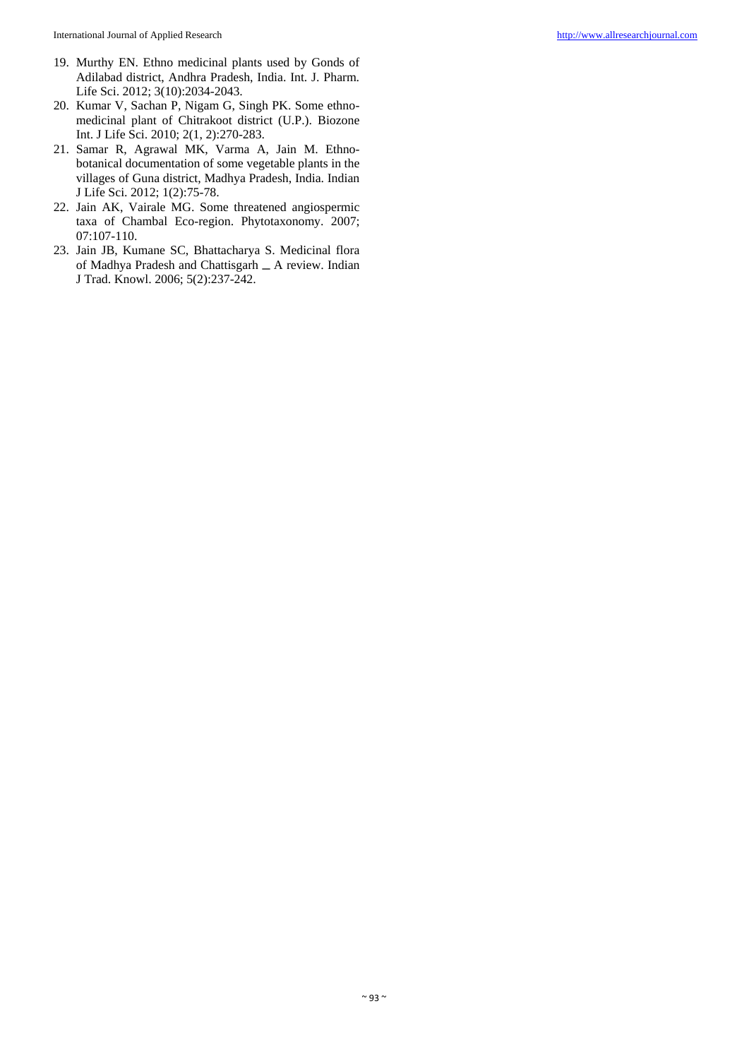19. Murthy EN. Ethno medicinal plants used by Gonds of Adilabad district, Andhra Pradesh, India. Int. J. Pharm. Life Sci. 2012; 3(10):2034-2043.
20. Kumar V, Sachan P, Nigam G, Singh PK. Some ethno-medicinal plant of Chitrakoot district (U.P.). Biozone Int. J Life Sci. 2010; 2(1, 2):270-283.
21. Samar R, Agrawal MK, Varma A, Jain M. Ethno-botanical documentation of some vegetable plants in the villages of Guna district, Madhya Pradesh, India. Indian J Life Sci. 2012; 1(2):75-78.
22. Jain AK, Vairale MG. Some threatened angiospermic taxa of Chambal Eco-region. Phytotaxonomy. 2007; 07:107-110.
23. Jain JB, Kumane SC, Bhattacharya S. Medicinal flora of Madhya Pradesh and Chattisgarh ‗ A review. Indian J Trad. Knowl. 2006; 5(2):237-242.